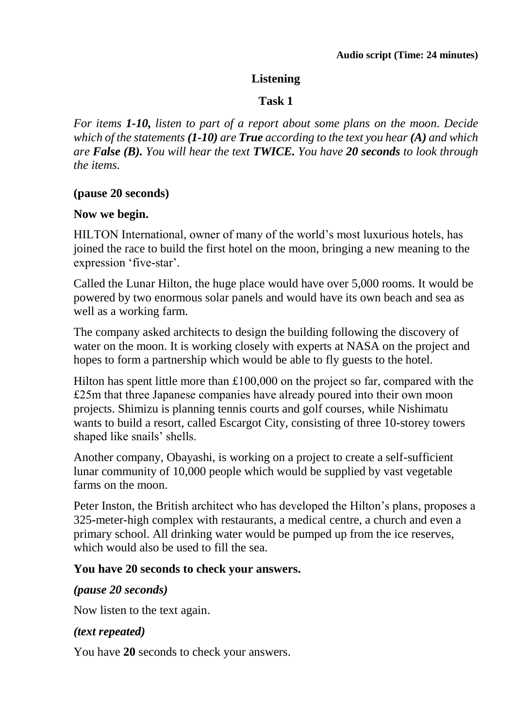**Audio script (Time: 24 minutes)**

## Listening

### Task 1

*For items **1-10,** listen to part of a report about some plans on the moon. Decide which of the statements **(1-10)** are **True** according to the text you hear **(A)** and which are **False (B).** You will hear the text **TWICE.** You have **20 seconds** to look through the items.*

**(pause 20 seconds)**

**Now we begin.**

HILTON International, owner of many of the world's most luxurious hotels, has joined the race to build the first hotel on the moon, bringing a new meaning to the expression 'five-star'.

Called the Lunar Hilton, the huge place would have over 5,000 rooms. It would be powered by two enormous solar panels and would have its own beach and sea as well as a working farm.

The company asked architects to design the building following the discovery of water on the moon. It is working closely with experts at NASA on the project and hopes to form a partnership which would be able to fly guests to the hotel.

Hilton has spent little more than £100,000 on the project so far, compared with the £25m that three Japanese companies have already poured into their own moon projects. Shimizu is planning tennis courts and golf courses, while Nishimatu wants to build a resort, called Escargot City, consisting of three 10-storey towers shaped like snails' shells.

Another company, Obayashi, is working on a project to create a self-sufficient lunar community of 10,000 people which would be supplied by vast vegetable farms on the moon.

Peter Inston, the British architect who has developed the Hilton's plans, proposes a 325-meter-high complex with restaurants, a medical centre, a church and even a primary school. All drinking water would be pumped up from the ice reserves, which would also be used to fill the sea.

**You have 20 seconds to check your answers.**

***(pause 20 seconds)***

Now listen to the text again.

***(text repeated)***

You have **20** seconds to check your answers.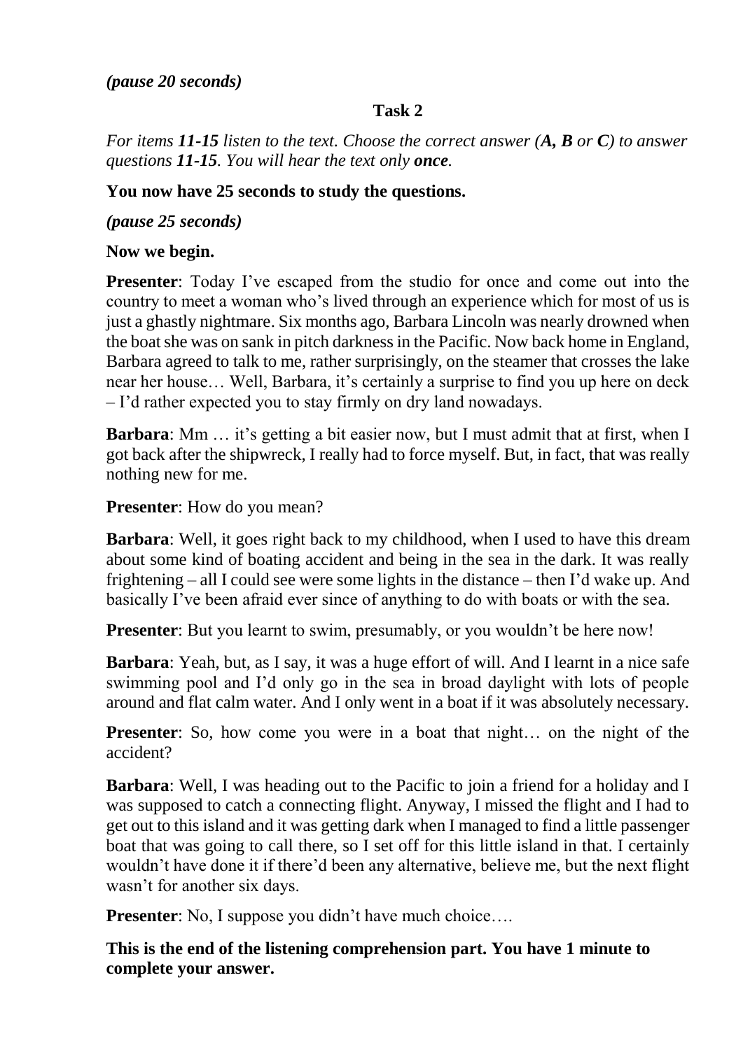*(pause 20 seconds)*

**Task 2**

*For items **11-15** listen to the text. Choose the correct answer (**A, B** or **C**) to answer questions **11-15**. You will hear the text only **once**.*

**You now have 25 seconds to study the questions.**

*(pause 25 seconds)*

**Now we begin.**

**Presenter**: Today I've escaped from the studio for once and come out into the country to meet a woman who's lived through an experience which for most of us is just a ghastly nightmare. Six months ago, Barbara Lincoln was nearly drowned when the boat she was on sank in pitch darkness in the Pacific. Now back home in England, Barbara agreed to talk to me, rather surprisingly, on the steamer that crosses the lake near her house… Well, Barbara, it's certainly a surprise to find you up here on deck – I'd rather expected you to stay firmly on dry land nowadays.

**Barbara**: Mm … it's getting a bit easier now, but I must admit that at first, when I got back after the shipwreck, I really had to force myself. But, in fact, that was really nothing new for me.

**Presenter**: How do you mean?

**Barbara**: Well, it goes right back to my childhood, when I used to have this dream about some kind of boating accident and being in the sea in the dark. It was really frightening – all I could see were some lights in the distance – then I'd wake up. And basically I've been afraid ever since of anything to do with boats or with the sea.

**Presenter**: But you learnt to swim, presumably, or you wouldn't be here now!

**Barbara**: Yeah, but, as I say, it was a huge effort of will. And I learnt in a nice safe swimming pool and I'd only go in the sea in broad daylight with lots of people around and flat calm water. And I only went in a boat if it was absolutely necessary.

**Presenter**: So, how come you were in a boat that night… on the night of the accident?

**Barbara**: Well, I was heading out to the Pacific to join a friend for a holiday and I was supposed to catch a connecting flight. Anyway, I missed the flight and I had to get out to this island and it was getting dark when I managed to find a little passenger boat that was going to call there, so I set off for this little island in that. I certainly wouldn't have done it if there'd been any alternative, believe me, but the next flight wasn't for another six days.

**Presenter**: No, I suppose you didn't have much choice….

**This is the end of the listening comprehension part. You have 1 minute to complete your answer.**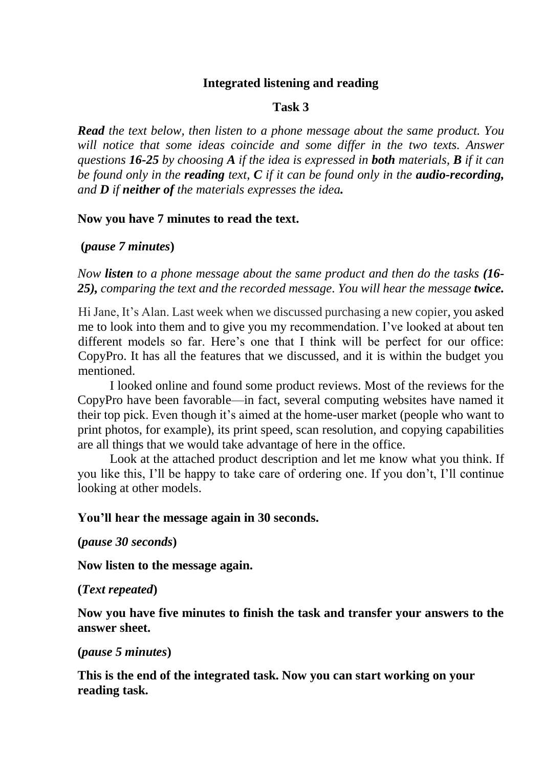**Integrated listening and reading**

**Task 3**

***Read*** *the text below, then listen to a phone message about the same product. You will notice that some ideas coincide and some differ in the two texts. Answer questions **16-25** by choosing **A** if the idea is expressed in **both** materials, **B** if it can be found only in the **reading** text, **C** if it can be found only in the **audio-recording,** and **D** if **neither of** the materials expresses the idea.*

**Now you have 7 minutes to read the text.**

**(*pause 7 minutes*)**

*Now **listen** to a phone message about the same product and then do the tasks **(16-25),** comparing the text and the recorded message. You will hear the message **twice.***

Hi Jane, It's Alan. Last week when we discussed purchasing a new copier, you asked me to look into them and to give you my recommendation. I've looked at about ten different models so far. Here's one that I think will be perfect for our office: CopyPro. It has all the features that we discussed, and it is within the budget you mentioned.

I looked online and found some product reviews. Most of the reviews for the CopyPro have been favorable—in fact, several computing websites have named it their top pick. Even though it's aimed at the home-user market (people who want to print photos, for example), its print speed, scan resolution, and copying capabilities are all things that we would take advantage of here in the office.

Look at the attached product description and let me know what you think. If you like this, I'll be happy to take care of ordering one. If you don't, I'll continue looking at other models.

**You'll hear the message again in 30 seconds.**

**(*pause 30 seconds*)**

**Now listen to the message again.**

**(*Text repeated*)**

**Now you have five minutes to finish the task and transfer your answers to the answer sheet.**

**(*pause 5 minutes*)**

**This is the end of the integrated task. Now you can start working on your reading task.**